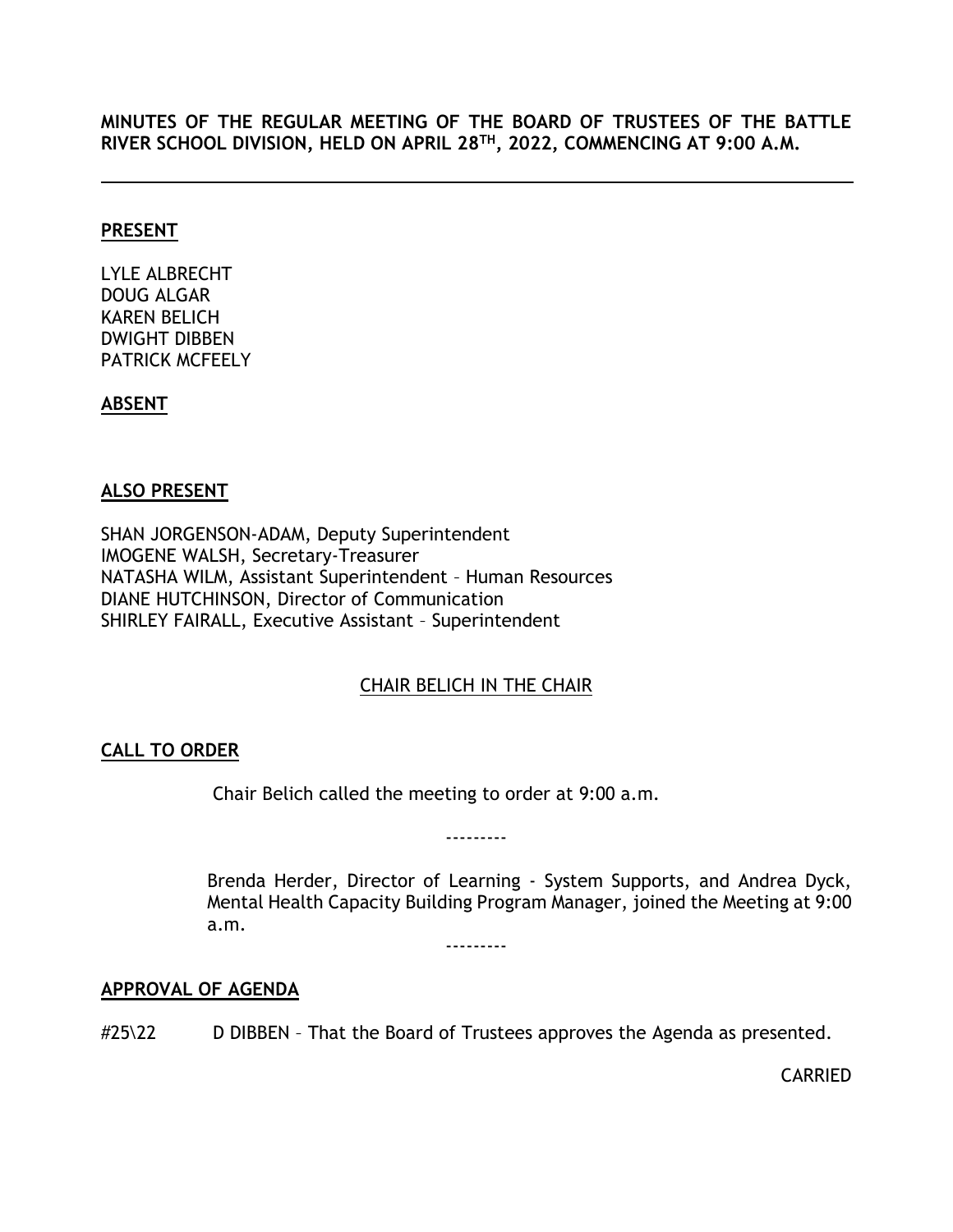**MINUTES OF THE REGULAR MEETING OF THE BOARD OF TRUSTEES OF THE BATTLE RIVER SCHOOL DIVISION, HELD ON APRIL 28TH, 2022, COMMENCING AT 9:00 A.M.**

---

**PRESENT**

LYLE ALBRECHT
DOUG ALGAR
KAREN BELICH
DWIGHT DIBBEN
PATRICK MCFEELY

**ABSENT**

**ALSO PRESENT**

SHAN JORGENSON-ADAM, Deputy Superintendent
IMOGENE WALSH, Secretary-Treasurer
NATASHA WILM, Assistant Superintendent – Human Resources
DIANE HUTCHINSON, Director of Communication
SHIRLEY FAIRALL, Executive Assistant – Superintendent

CHAIR BELICH IN THE CHAIR

**CALL TO ORDER**

Chair Belich called the meeting to order at 9:00 a.m.

---------

Brenda Herder, Director of Learning - System Supports, and Andrea Dyck, Mental Health Capacity Building Program Manager, joined the Meeting at 9:00 a.m.

---------

**APPROVAL OF AGENDA**

#25\22 D DIBBEN – That the Board of Trustees approves the Agenda as presented.

CARRIED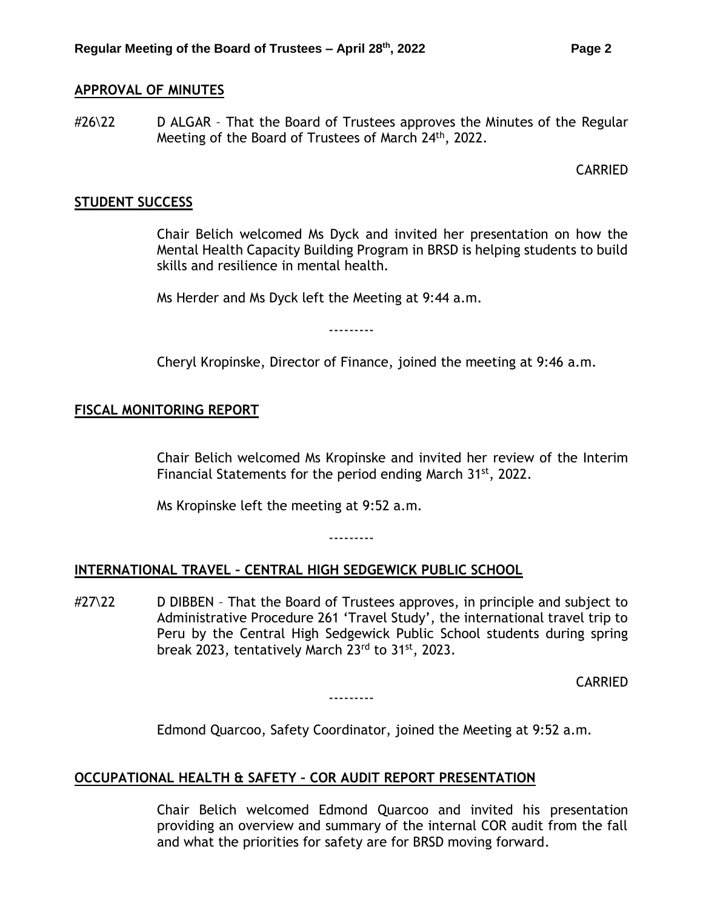## APPROVAL OF MINUTES

#26\22 D ALGAR – That the Board of Trustees approves the Minutes of the Regular Meeting of the Board of Trustees of March 24th, 2022.

CARRIED

## STUDENT SUCCESS

Chair Belich welcomed Ms Dyck and invited her presentation on how the Mental Health Capacity Building Program in BRSD is helping students to build skills and resilience in mental health.

Ms Herder and Ms Dyck left the Meeting at 9:44 a.m.

---------

Cheryl Kropinske, Director of Finance, joined the meeting at 9:46 a.m.

## FISCAL MONITORING REPORT

Chair Belich welcomed Ms Kropinske and invited her review of the Interim Financial Statements for the period ending March 31st, 2022.

Ms Kropinske left the meeting at 9:52 a.m.

---------

## INTERNATIONAL TRAVEL – CENTRAL HIGH SEDGEWICK PUBLIC SCHOOL

#27\22 D DIBBEN – That the Board of Trustees approves, in principle and subject to Administrative Procedure 261 'Travel Study', the international travel trip to Peru by the Central High Sedgewick Public School students during spring break 2023, tentatively March 23rd to 31st, 2023.

CARRIED

---------

Edmond Quarcoo, Safety Coordinator, joined the Meeting at 9:52 a.m.

## OCCUPATIONAL HEALTH & SAFETY – COR AUDIT REPORT PRESENTATION

Chair Belich welcomed Edmond Quarcoo and invited his presentation providing an overview and summary of the internal COR audit from the fall and what the priorities for safety are for BRSD moving forward.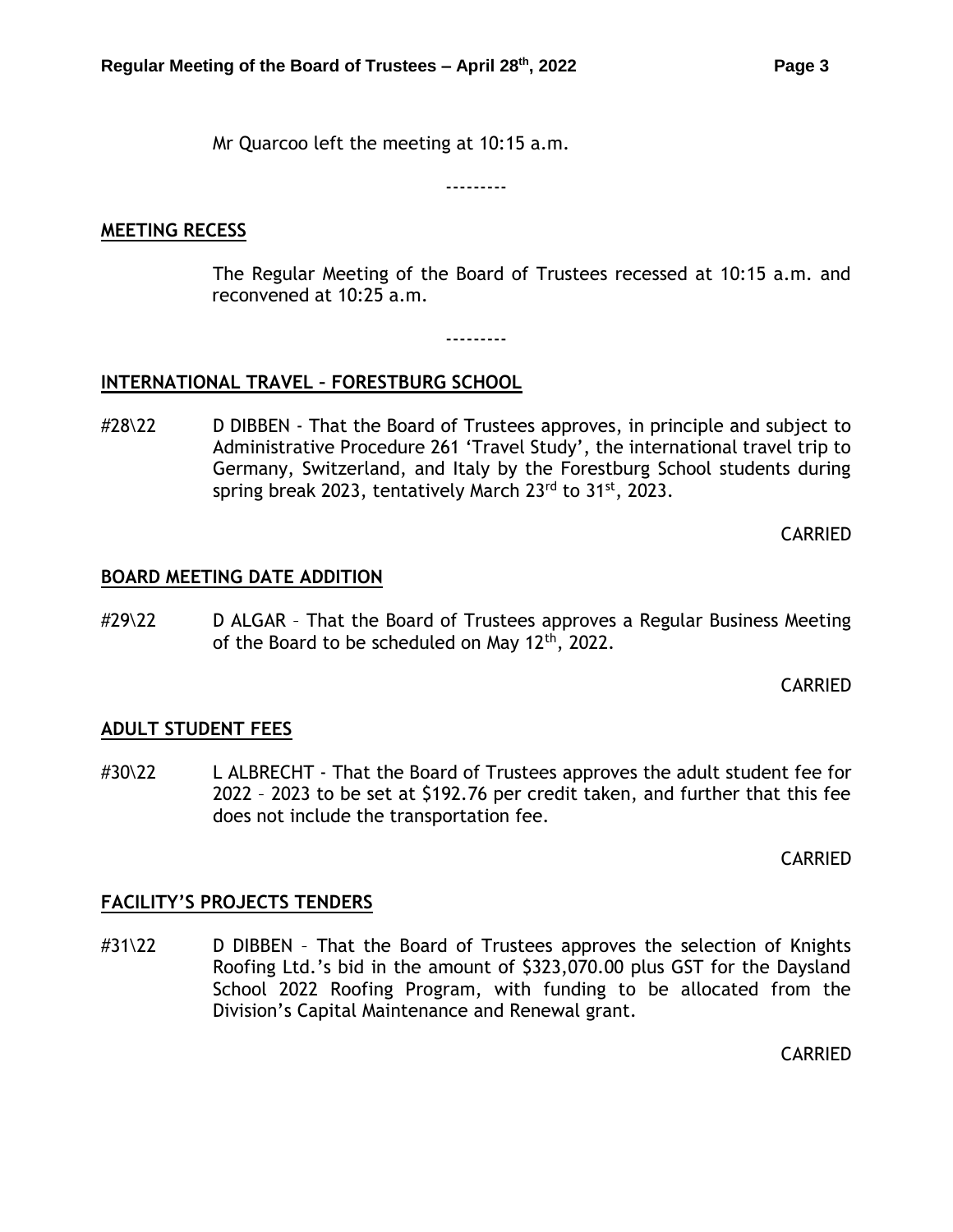Mr Quarcoo left the meeting at 10:15 a.m.

---------

**MEETING RECESS**

The Regular Meeting of the Board of Trustees recessed at 10:15 a.m. and reconvened at 10:25 a.m.

---------

**INTERNATIONAL TRAVEL – FORESTBURG SCHOOL**

#28\22 D DIBBEN - That the Board of Trustees approves, in principle and subject to Administrative Procedure 261 'Travel Study', the international travel trip to Germany, Switzerland, and Italy by the Forestburg School students during spring break 2023, tentatively March 23rd to 31st, 2023.

CARRIED

**BOARD MEETING DATE ADDITION**

#29\22 D ALGAR – That the Board of Trustees approves a Regular Business Meeting of the Board to be scheduled on May 12th, 2022.

CARRIED

**ADULT STUDENT FEES**

#30\22 L ALBRECHT - That the Board of Trustees approves the adult student fee for 2022 – 2023 to be set at $192.76 per credit taken, and further that this fee does not include the transportation fee.

CARRIED

**FACILITY'S PROJECTS TENDERS**

#31\22 D DIBBEN – That the Board of Trustees approves the selection of Knights Roofing Ltd.'s bid in the amount of $323,070.00 plus GST for the Daysland School 2022 Roofing Program, with funding to be allocated from the Division's Capital Maintenance and Renewal grant.

CARRIED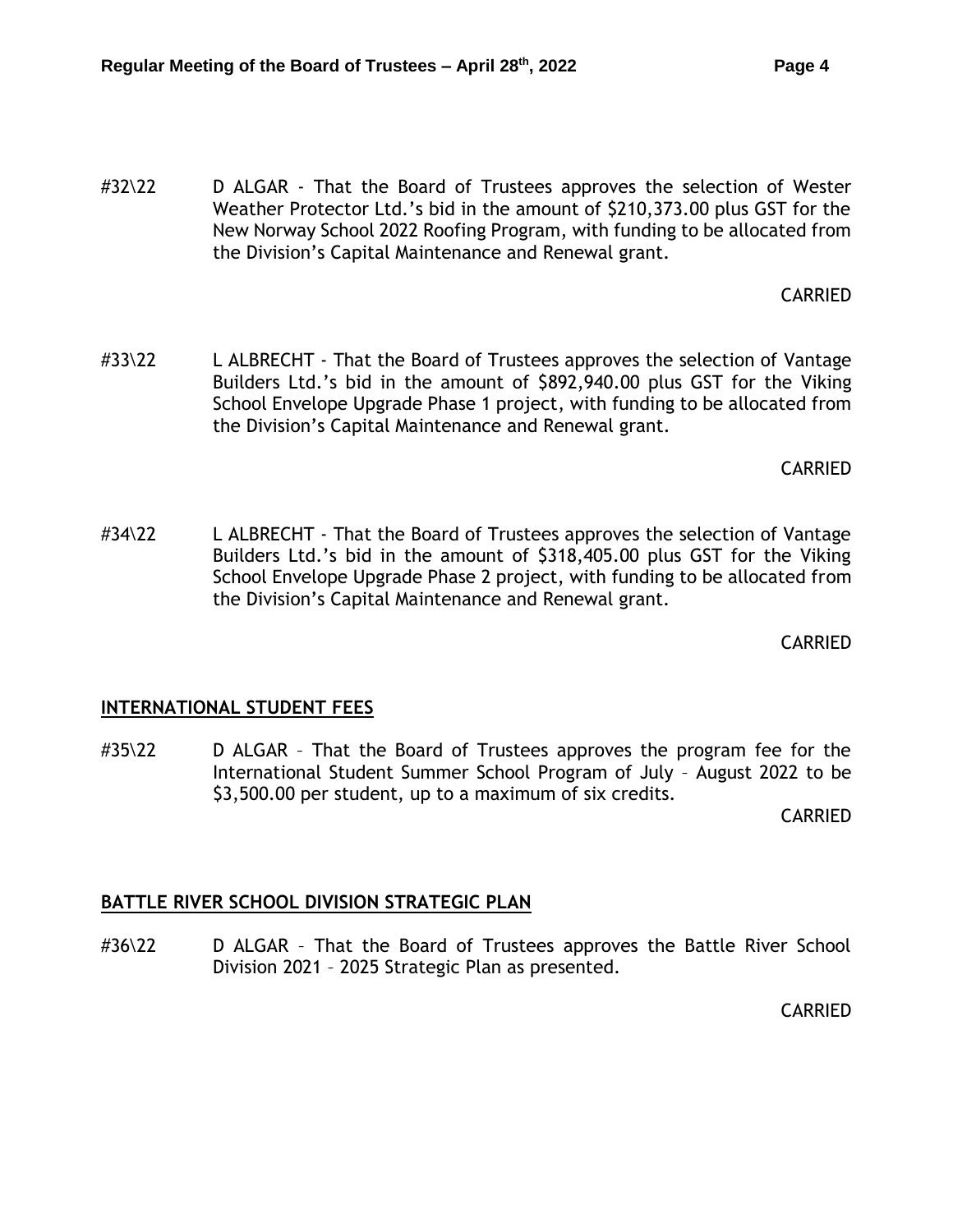#32\22 D ALGAR - That the Board of Trustees approves the selection of Wester Weather Protector Ltd.'s bid in the amount of $210,373.00 plus GST for the New Norway School 2022 Roofing Program, with funding to be allocated from the Division's Capital Maintenance and Renewal grant.

CARRIED

#33\22 L ALBRECHT - That the Board of Trustees approves the selection of Vantage Builders Ltd.'s bid in the amount of $892,940.00 plus GST for the Viking School Envelope Upgrade Phase 1 project, with funding to be allocated from the Division's Capital Maintenance and Renewal grant.

CARRIED

#34\22 L ALBRECHT - That the Board of Trustees approves the selection of Vantage Builders Ltd.'s bid in the amount of $318,405.00 plus GST for the Viking School Envelope Upgrade Phase 2 project, with funding to be allocated from the Division's Capital Maintenance and Renewal grant.

CARRIED

**INTERNATIONAL STUDENT FEES**

#35\22 D ALGAR – That the Board of Trustees approves the program fee for the International Student Summer School Program of July – August 2022 to be $3,500.00 per student, up to a maximum of six credits.

CARRIED

**BATTLE RIVER SCHOOL DIVISION STRATEGIC PLAN**

#36\22 D ALGAR – That the Board of Trustees approves the Battle River School Division 2021 – 2025 Strategic Plan as presented.

CARRIED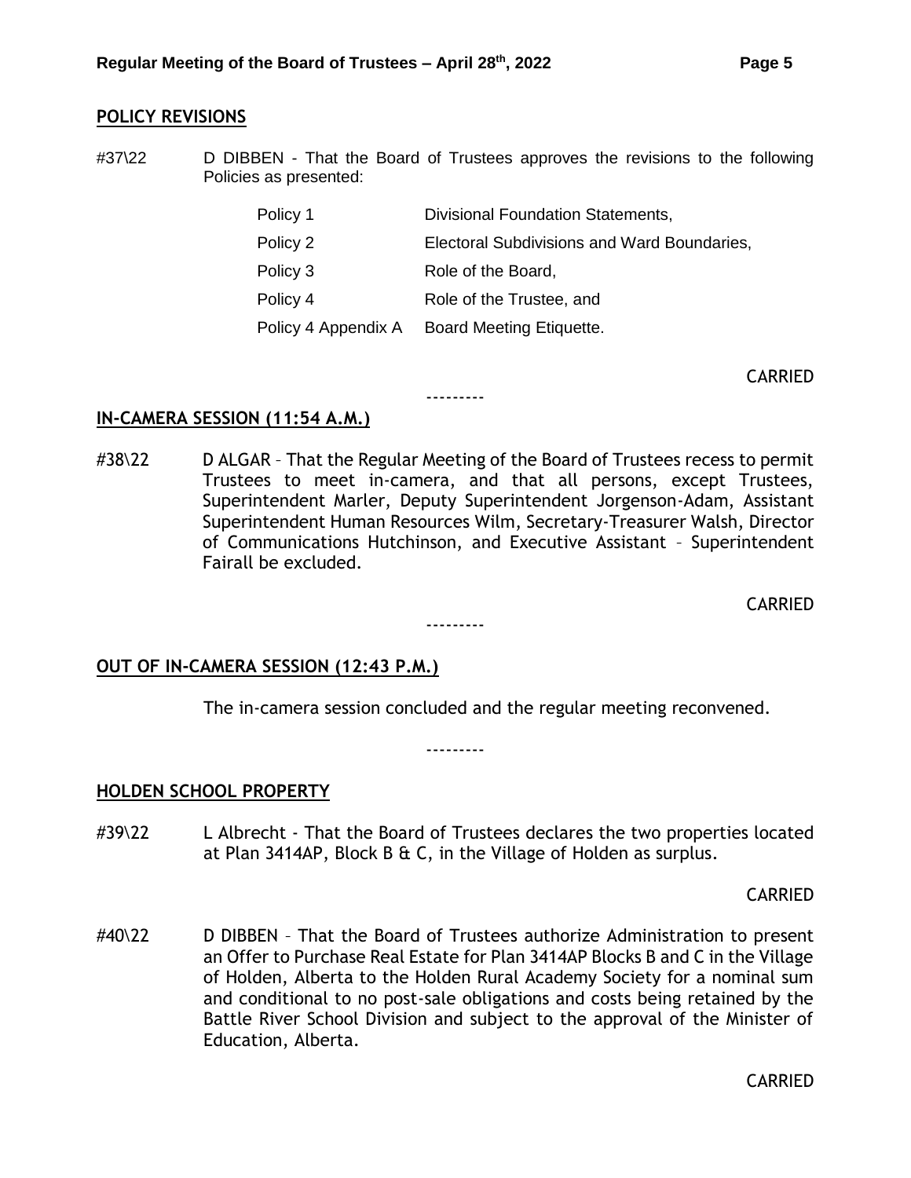## POLICY REVISIONS

#37\22 D DIBBEN - That the Board of Trustees approves the revisions to the following Policies as presented:

| | |
|---|---|
| Policy 1 | Divisional Foundation Statements, |
| Policy 2 | Electoral Subdivisions and Ward Boundaries, |
| Policy 3 | Role of the Board, |
| Policy 4 | Role of the Trustee, and |
| Policy 4 Appendix A | Board Meeting Etiquette. |

CARRIED

---------

## IN-CAMERA SESSION (11:54 A.M.)

#38\22 D ALGAR – That the Regular Meeting of the Board of Trustees recess to permit Trustees to meet in-camera, and that all persons, except Trustees, Superintendent Marler, Deputy Superintendent Jorgenson-Adam, Assistant Superintendent Human Resources Wilm, Secretary-Treasurer Walsh, Director of Communications Hutchinson, and Executive Assistant – Superintendent Fairall be excluded.

CARRIED

---------

## OUT OF IN-CAMERA SESSION (12:43 P.M.)

The in-camera session concluded and the regular meeting reconvened.

---------

## HOLDEN SCHOOL PROPERTY

#39\22 L Albrecht - That the Board of Trustees declares the two properties located at Plan 3414AP, Block B & C, in the Village of Holden as surplus.

CARRIED

#40\22 D DIBBEN – That the Board of Trustees authorize Administration to present an Offer to Purchase Real Estate for Plan 3414AP Blocks B and C in the Village of Holden, Alberta to the Holden Rural Academy Society for a nominal sum and conditional to no post-sale obligations and costs being retained by the Battle River School Division and subject to the approval of the Minister of Education, Alberta.

CARRIED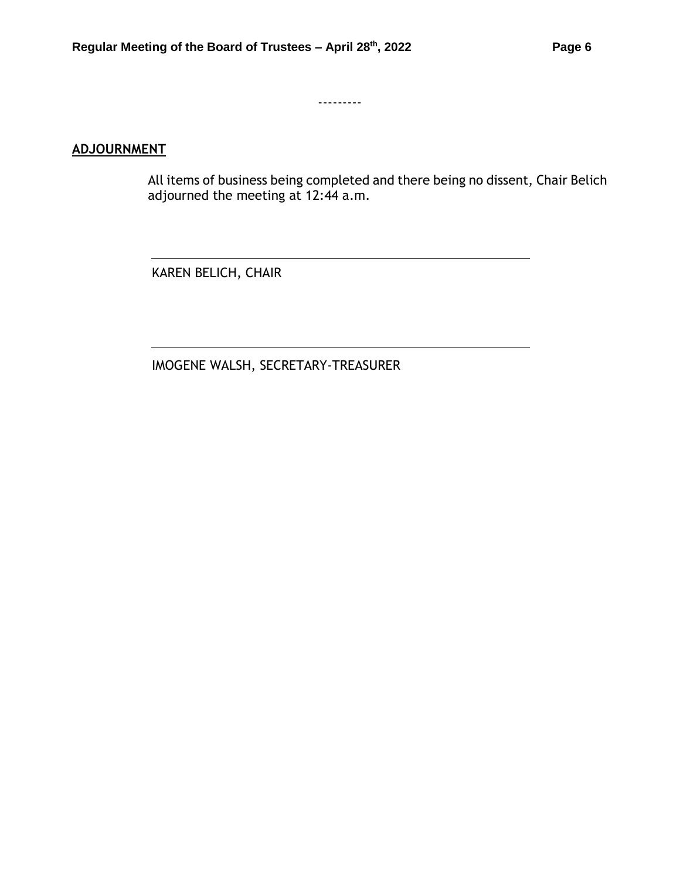---------

**ADJOURNMENT**

All items of business being completed and there being no dissent, Chair Belich adjourned the meeting at 12:44 a.m.

KAREN BELICH, CHAIR

IMOGENE WALSH, SECRETARY-TREASURER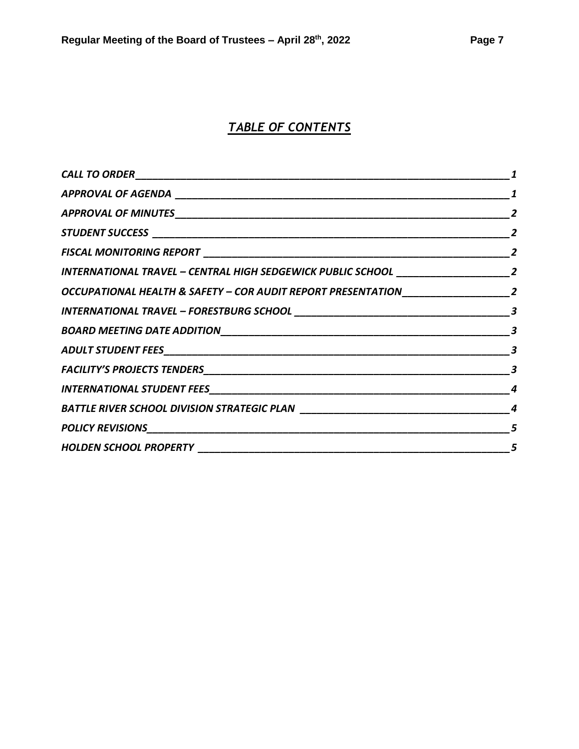## *TABLE OF CONTENTS*

| | |
|---|---|
| *CALL TO ORDER* | *1* |
| *APPROVAL OF AGENDA* | *1* |
| *APPROVAL OF MINUTES* | *2* |
| *STUDENT SUCCESS* | *2* |
| *FISCAL MONITORING REPORT* | *2* |
| *INTERNATIONAL TRAVEL – CENTRAL HIGH SEDGEWICK PUBLIC SCHOOL* | *2* |
| *OCCUPATIONAL HEALTH & SAFETY – COR AUDIT REPORT PRESENTATION* | *2* |
| *INTERNATIONAL TRAVEL – FORESTBURG SCHOOL* | *3* |
| *BOARD MEETING DATE ADDITION* | *3* |
| *ADULT STUDENT FEES* | *3* |
| *FACILITY'S PROJECTS TENDERS* | *3* |
| *INTERNATIONAL STUDENT FEES* | *4* |
| *BATTLE RIVER SCHOOL DIVISION STRATEGIC PLAN* | *4* |
| *POLICY REVISIONS* | *5* |
| *HOLDEN SCHOOL PROPERTY* | *5* |